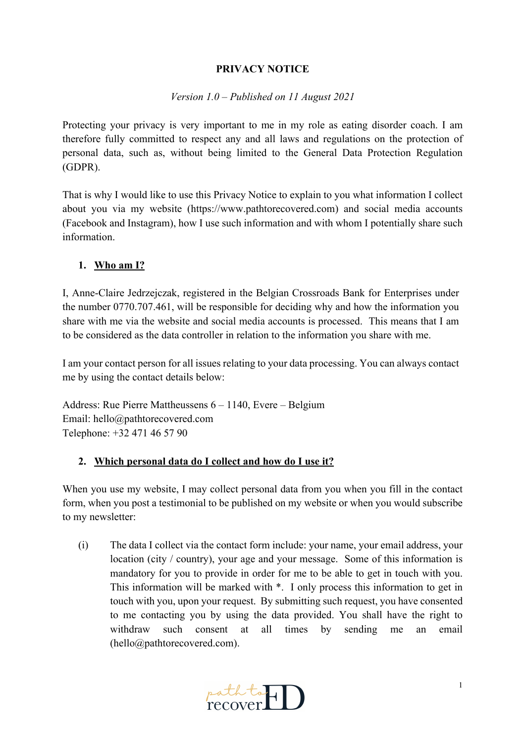# PRIVACY NOTICE

*Version 1.0 – Published on 11 August 2021*

Protecting your privacy is very important to me in my role as eating disorder coach. I am therefore fully committed to respect any and all laws and regulations on the protection of personal data, such as, without being limited to the General Data Protection Regulation (GDPR).

That is why I would like to use this Privacy Notice to explain to you what information I collect about you via my website (https://www.pathtorecovered.com) and social media accounts (Facebook and Instagram), how I use such information and with whom I potentially share such information.

## 1. Who am I?

I, Anne-Claire Jedrzejczak, registered in the Belgian Crossroads Bank for Enterprises under the number 0770.707.461, will be responsible for deciding why and how the information you share with me via the website and social media accounts is processed. This means that I am to be considered as the data controller in relation to the information you share with me.

I am your contact person for all issues relating to your data processing. You can always contact me by using the contact details below:

Address: Rue Pierre Mattheussens 6 – 1140, Evere – Belgium
Email: hello@pathtorecovered.com
Telephone: +32 471 46 57 90

## 2. Which personal data do I collect and how do I use it?

When you use my website, I may collect personal data from you when you fill in the contact form, when you post a testimonial to be published on my website or when you would subscribe to my newsletter:

(i) The data I collect via the contact form include: your name, your email address, your location (city / country), your age and your message. Some of this information is mandatory for you to provide in order for me to be able to get in touch with you. This information will be marked with *. I only process this information to get in touch with you, upon your request. By submitting such request, you have consented to me contacting you by using the data provided. You shall have the right to withdraw such consent at all times by sending me an email (hello@pathtorecovered.com).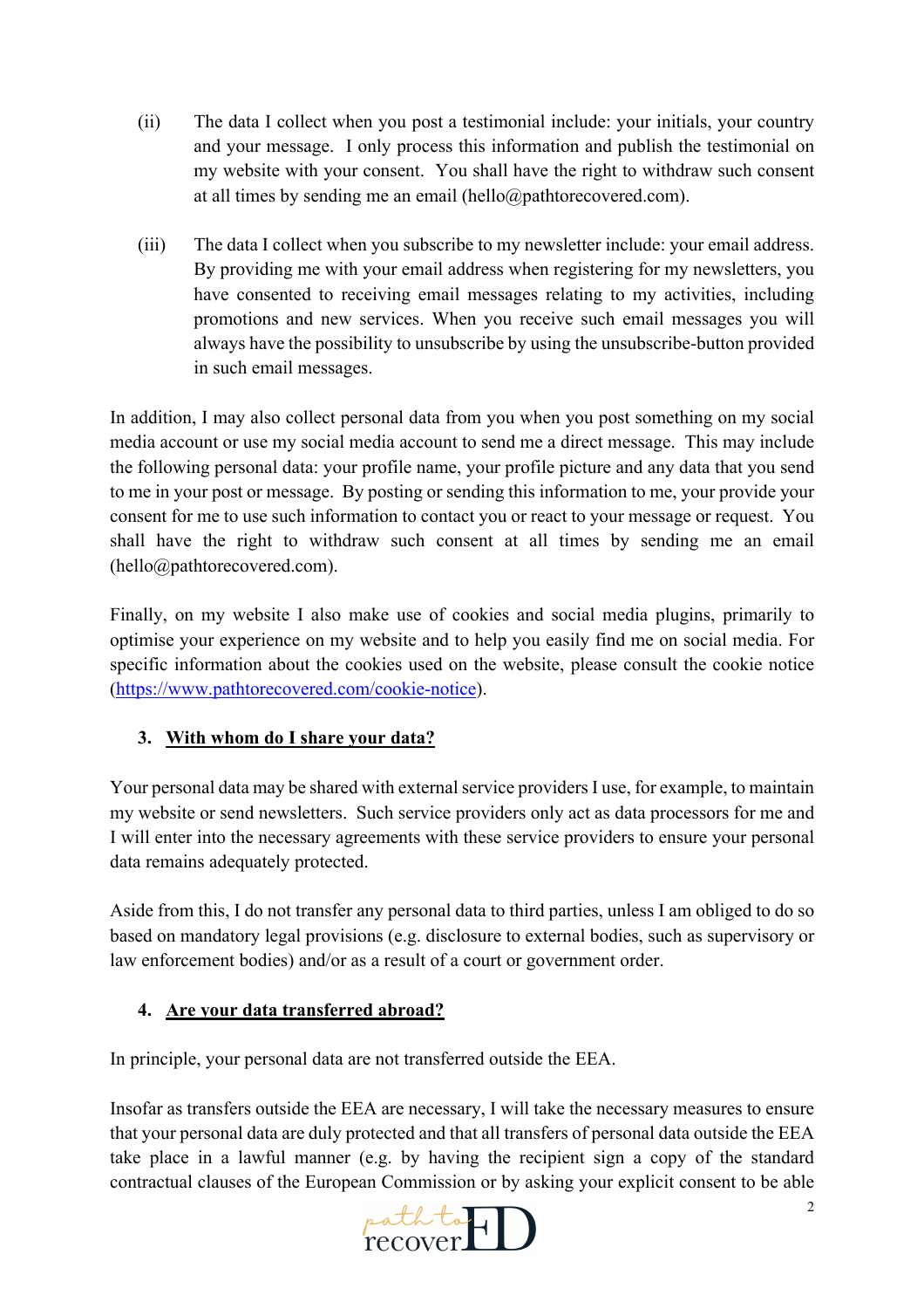(ii) The data I collect when you post a testimonial include: your initials, your country and your message. I only process this information and publish the testimonial on my website with your consent. You shall have the right to withdraw such consent at all times by sending me an email (hello@pathtorecovered.com).

(iii) The data I collect when you subscribe to my newsletter include: your email address. By providing me with your email address when registering for my newsletters, you have consented to receiving email messages relating to my activities, including promotions and new services. When you receive such email messages you will always have the possibility to unsubscribe by using the unsubscribe-button provided in such email messages.

In addition, I may also collect personal data from you when you post something on my social media account or use my social media account to send me a direct message. This may include the following personal data: your profile name, your profile picture and any data that you send to me in your post or message. By posting or sending this information to me, your provide your consent for me to use such information to contact you or react to your message or request. You shall have the right to withdraw such consent at all times by sending me an email (hello@pathtorecovered.com).

Finally, on my website I also make use of cookies and social media plugins, primarily to optimise your experience on my website and to help you easily find me on social media. For specific information about the cookies used on the website, please consult the cookie notice (https://www.pathtorecovered.com/cookie-notice).

## 3. With whom do I share your data?

Your personal data may be shared with external service providers I use, for example, to maintain my website or send newsletters. Such service providers only act as data processors for me and I will enter into the necessary agreements with these service providers to ensure your personal data remains adequately protected.

Aside from this, I do not transfer any personal data to third parties, unless I am obliged to do so based on mandatory legal provisions (e.g. disclosure to external bodies, such as supervisory or law enforcement bodies) and/or as a result of a court or government order.

## 4. Are your data transferred abroad?

In principle, your personal data are not transferred outside the EEA.

Insofar as transfers outside the EEA are necessary, I will take the necessary measures to ensure that your personal data are duly protected and that all transfers of personal data outside the EEA take place in a lawful manner (e.g. by having the recipient sign a copy of the standard contractual clauses of the European Commission or by asking your explicit consent to be able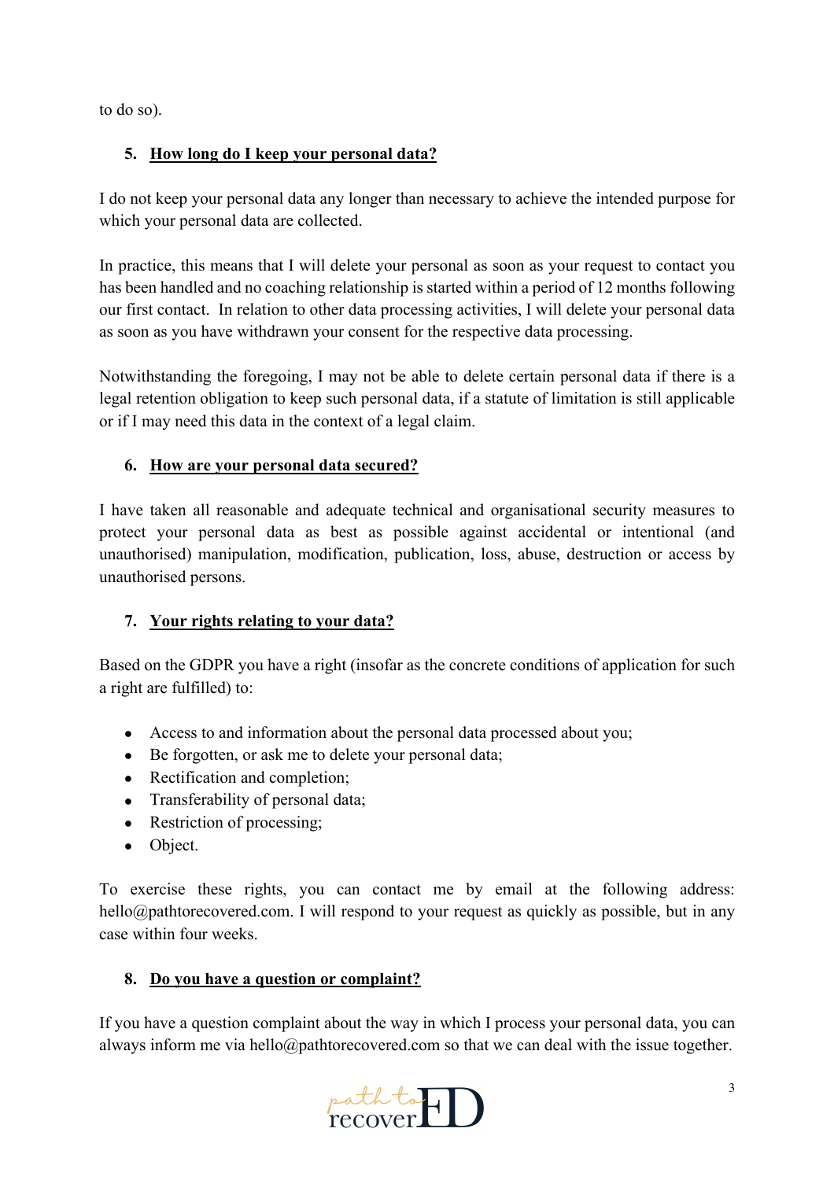to do so).

## 5. How long do I keep your personal data?

I do not keep your personal data any longer than necessary to achieve the intended purpose for which your personal data are collected.

In practice, this means that I will delete your personal as soon as your request to contact you has been handled and no coaching relationship is started within a period of 12 months following our first contact. In relation to other data processing activities, I will delete your personal data as soon as you have withdrawn your consent for the respective data processing.

Notwithstanding the foregoing, I may not be able to delete certain personal data if there is a legal retention obligation to keep such personal data, if a statute of limitation is still applicable or if I may need this data in the context of a legal claim.

## 6. How are your personal data secured?

I have taken all reasonable and adequate technical and organisational security measures to protect your personal data as best as possible against accidental or intentional (and unauthorised) manipulation, modification, publication, loss, abuse, destruction or access by unauthorised persons.

## 7. Your rights relating to your data?

Based on the GDPR you have a right (insofar as the concrete conditions of application for such a right are fulfilled) to:

- Access to and information about the personal data processed about you;
- Be forgotten, or ask me to delete your personal data;
- Rectification and completion;
- Transferability of personal data;
- Restriction of processing;
- Object.

To exercise these rights, you can contact me by email at the following address: hello@pathtorecovered.com. I will respond to your request as quickly as possible, but in any case within four weeks.

## 8. Do you have a question or complaint?

If you have a question complaint about the way in which I process your personal data, you can always inform me via hello@pathtorecovered.com so that we can deal with the issue together.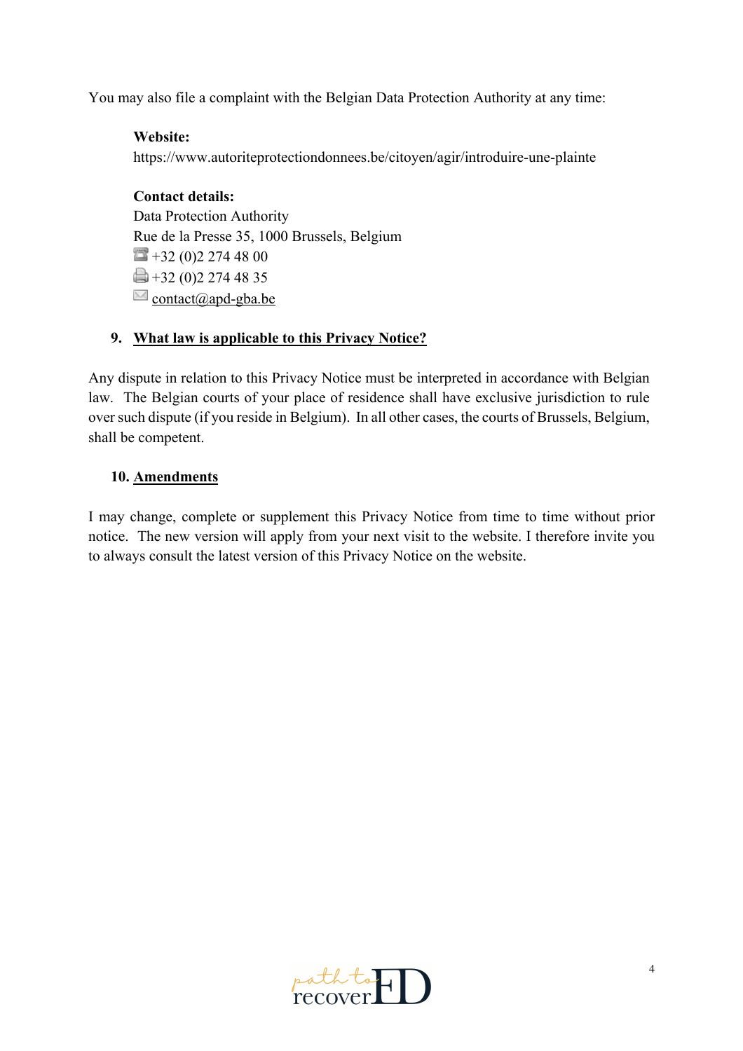You may also file a complaint with the Belgian Data Protection Authority at any time:

**Website:**
https://www.autoriteprotectiondonnees.be/citoyen/agir/introduire-une-plainte

**Contact details:**
Data Protection Authority
Rue de la Presse 35, 1000 Brussels, Belgium
+32 (0)2 274 48 00
+32 (0)2 274 48 35
contact@apd-gba.be

## 9. What law is applicable to this Privacy Notice?

Any dispute in relation to this Privacy Notice must be interpreted in accordance with Belgian law. The Belgian courts of your place of residence shall have exclusive jurisdiction to rule over such dispute (if you reside in Belgium). In all other cases, the courts of Brussels, Belgium, shall be competent.

## 10. Amendments

I may change, complete or supplement this Privacy Notice from time to time without prior notice. The new version will apply from your next visit to the website. I therefore invite you to always consult the latest version of this Privacy Notice on the website.